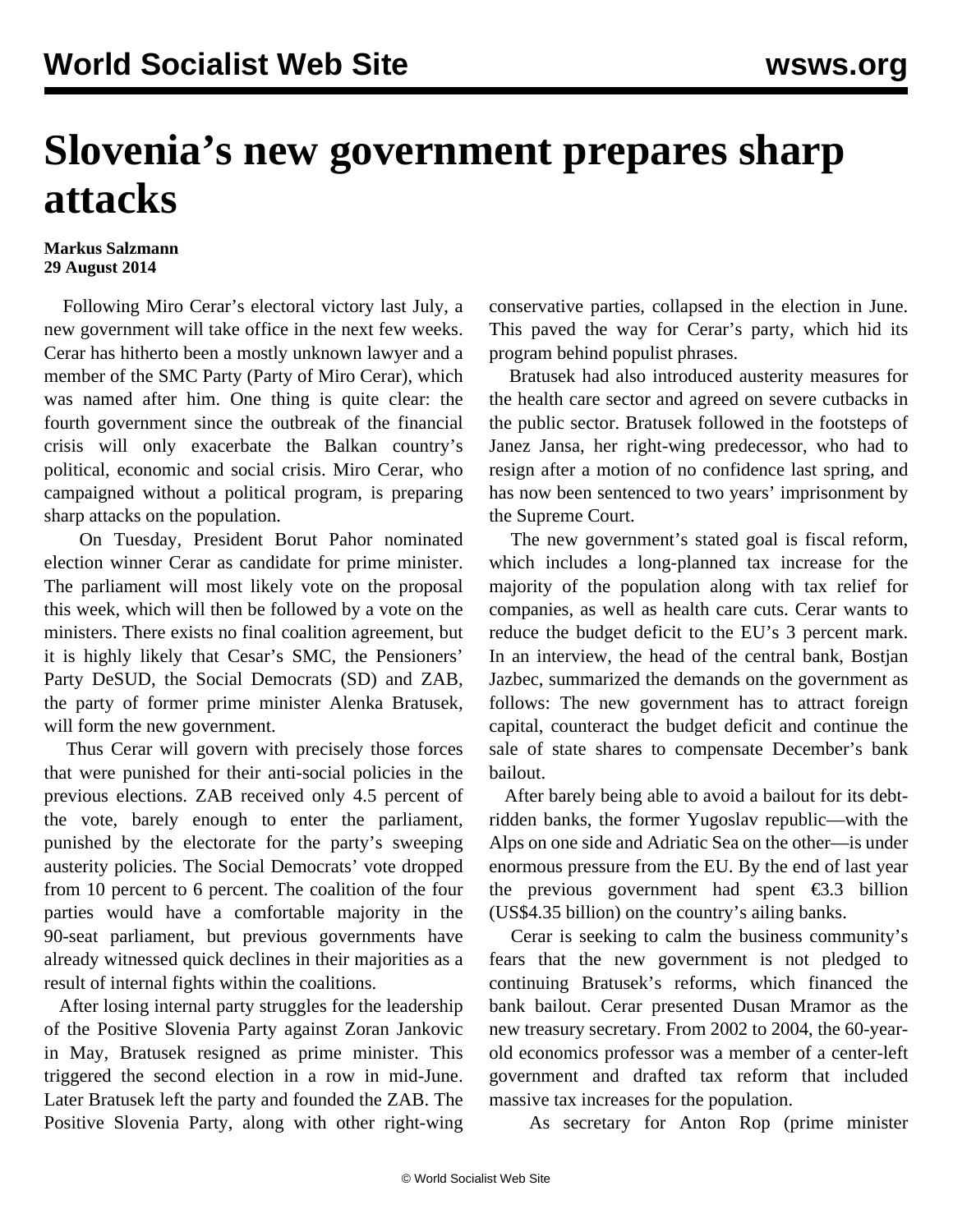# Slovenia's new government prepares sharp attacks

**Markus Salzmann**
**29 August 2014**

Following Miro Cerar's electoral victory last July, a new government will take office in the next few weeks. Cerar has hitherto been a mostly unknown lawyer and a member of the SMC Party (Party of Miro Cerar), which was named after him. One thing is quite clear: the fourth government since the outbreak of the financial crisis will only exacerbate the Balkan country's political, economic and social crisis. Miro Cerar, who campaigned without a political program, is preparing sharp attacks on the population.

On Tuesday, President Borut Pahor nominated election winner Cerar as candidate for prime minister. The parliament will most likely vote on the proposal this week, which will then be followed by a vote on the ministers. There exists no final coalition agreement, but it is highly likely that Cesar's SMC, the Pensioners' Party DeSUD, the Social Democrats (SD) and ZAB, the party of former prime minister Alenka Bratusek, will form the new government.

Thus Cerar will govern with precisely those forces that were punished for their anti-social policies in the previous elections. ZAB received only 4.5 percent of the vote, barely enough to enter the parliament, punished by the electorate for the party's sweeping austerity policies. The Social Democrats' vote dropped from 10 percent to 6 percent. The coalition of the four parties would have a comfortable majority in the 90-seat parliament, but previous governments have already witnessed quick declines in their majorities as a result of internal fights within the coalitions.

After losing internal party struggles for the leadership of the Positive Slovenia Party against Zoran Jankovic in May, Bratusek resigned as prime minister. This triggered the second election in a row in mid-June. Later Bratusek left the party and founded the ZAB. The Positive Slovenia Party, along with other right-wing conservative parties, collapsed in the election in June. This paved the way for Cerar's party, which hid its program behind populist phrases.

Bratusek had also introduced austerity measures for the health care sector and agreed on severe cutbacks in the public sector. Bratusek followed in the footsteps of Janez Jansa, her right-wing predecessor, who had to resign after a motion of no confidence last spring, and has now been sentenced to two years' imprisonment by the Supreme Court.

The new government's stated goal is fiscal reform, which includes a long-planned tax increase for the majority of the population along with tax relief for companies, as well as health care cuts. Cerar wants to reduce the budget deficit to the EU's 3 percent mark. In an interview, the head of the central bank, Bostjan Jazbec, summarized the demands on the government as follows: The new government has to attract foreign capital, counteract the budget deficit and continue the sale of state shares to compensate December's bank bailout.

After barely being able to avoid a bailout for its debt-ridden banks, the former Yugoslav republic—with the Alps on one side and Adriatic Sea on the other—is under enormous pressure from the EU. By the end of last year the previous government had spent €3.3 billion (US$4.35 billion) on the country's ailing banks.

Cerar is seeking to calm the business community's fears that the new government is not pledged to continuing Bratusek's reforms, which financed the bank bailout. Cerar presented Dusan Mramor as the new treasury secretary. From 2002 to 2004, the 60-year-old economics professor was a member of a center-left government and drafted tax reform that included massive tax increases for the population.

As secretary for Anton Rop (prime minister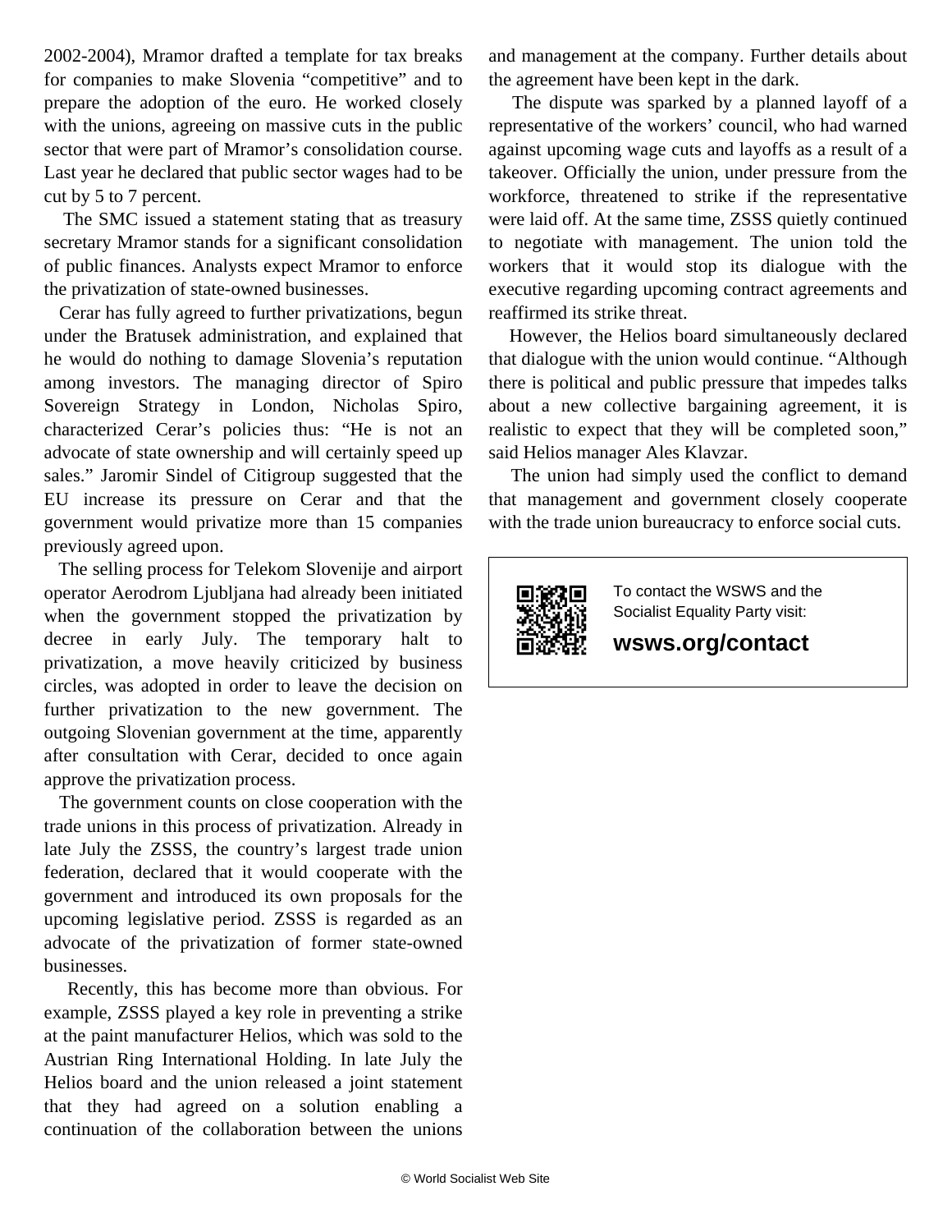2002-2004), Mramor drafted a template for tax breaks for companies to make Slovenia "competitive" and to prepare the adoption of the euro. He worked closely with the unions, agreeing on massive cuts in the public sector that were part of Mramor's consolidation course. Last year he declared that public sector wages had to be cut by 5 to 7 percent.

The SMC issued a statement stating that as treasury secretary Mramor stands for a significant consolidation of public finances. Analysts expect Mramor to enforce the privatization of state-owned businesses.

Cerar has fully agreed to further privatizations, begun under the Bratusek administration, and explained that he would do nothing to damage Slovenia's reputation among investors. The managing director of Spiro Sovereign Strategy in London, Nicholas Spiro, characterized Cerar's policies thus: "He is not an advocate of state ownership and will certainly speed up sales." Jaromir Sindel of Citigroup suggested that the EU increase its pressure on Cerar and that the government would privatize more than 15 companies previously agreed upon.

The selling process for Telekom Slovenije and airport operator Aerodrom Ljubljana had already been initiated when the government stopped the privatization by decree in early July. The temporary halt to privatization, a move heavily criticized by business circles, was adopted in order to leave the decision on further privatization to the new government. The outgoing Slovenian government at the time, apparently after consultation with Cerar, decided to once again approve the privatization process.

The government counts on close cooperation with the trade unions in this process of privatization. Already in late July the ZSSS, the country's largest trade union federation, declared that it would cooperate with the government and introduced its own proposals for the upcoming legislative period. ZSSS is regarded as an advocate of the privatization of former state-owned businesses.

Recently, this has become more than obvious. For example, ZSSS played a key role in preventing a strike at the paint manufacturer Helios, which was sold to the Austrian Ring International Holding. In late July the Helios board and the union released a joint statement that they had agreed on a solution enabling a continuation of the collaboration between the unions and management at the company. Further details about the agreement have been kept in the dark.

The dispute was sparked by a planned layoff of a representative of the workers' council, who had warned against upcoming wage cuts and layoffs as a result of a takeover. Officially the union, under pressure from the workforce, threatened to strike if the representative were laid off. At the same time, ZSSS quietly continued to negotiate with management. The union told the workers that it would stop its dialogue with the executive regarding upcoming contract agreements and reaffirmed its strike threat.

However, the Helios board simultaneously declared that dialogue with the union would continue. "Although there is political and public pressure that impedes talks about a new collective bargaining agreement, it is realistic to expect that they will be completed soon," said Helios manager Ales Klavzar.

The union had simply used the conflict to demand that management and government closely cooperate with the trade union bureaucracy to enforce social cuts.

To contact the WSWS and the Socialist Equality Party visit:

**wsws.org/contact**